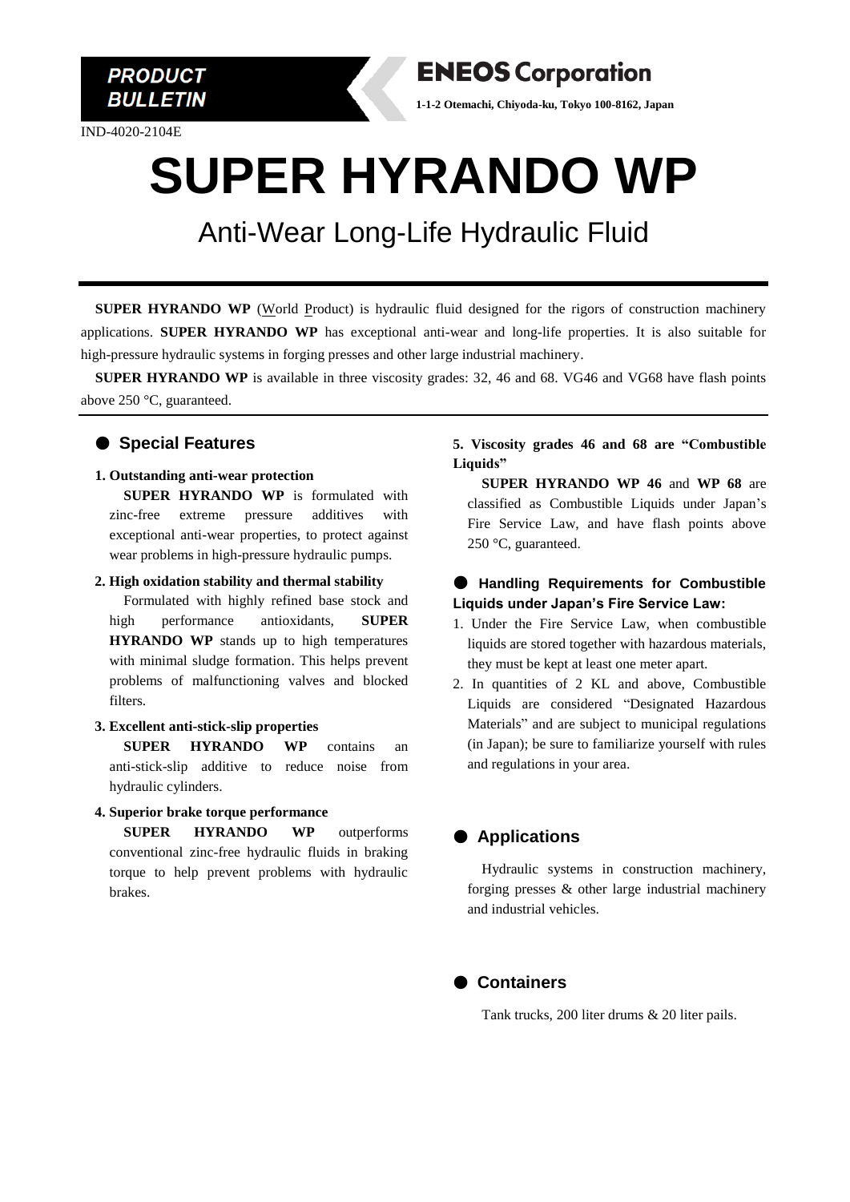**PRODUCT BULLETIN**

**ENEOS Corporation**

**1-1-2 Otemachi, Chiyoda-ku, Tokyo 100-8162, Japan**

IND-4020-2104E

# SUPER HYRANDO WP

## Anti-Wear Long-Life Hydraulic Fluid

**SUPER HYRANDO WP** (World Product) is hydraulic fluid designed for the rigors of construction machinery applications. **SUPER HYRANDO WP** has exceptional anti-wear and long-life properties. It is also suitable for high-pressure hydraulic systems in forging presses and other large industrial machinery.

**SUPER HYRANDO WP** is available in three viscosity grades: 32, 46 and 68. VG46 and VG68 have flash points above 250 °C, guaranteed.

## ● Special Features

**1. Outstanding anti-wear protection**

**SUPER HYRANDO WP** is formulated with zinc-free extreme pressure additives with exceptional anti-wear properties, to protect against wear problems in high-pressure hydraulic pumps.

**2. High oxidation stability and thermal stability**

Formulated with highly refined base stock and high performance antioxidants, **SUPER HYRANDO WP** stands up to high temperatures with minimal sludge formation. This helps prevent problems of malfunctioning valves and blocked filters.

**3. Excellent anti-stick-slip properties**

**SUPER HYRANDO WP** contains an anti-stick-slip additive to reduce noise from hydraulic cylinders.

**4. Superior brake torque performance**

**SUPER HYRANDO WP** outperforms conventional zinc-free hydraulic fluids in braking torque to help prevent problems with hydraulic brakes.

**5. Viscosity grades 46 and 68 are "Combustible Liquids"**

**SUPER HYRANDO WP 46** and **WP 68** are classified as Combustible Liquids under Japan's Fire Service Law, and have flash points above 250 °C, guaranteed.

## ● Handling Requirements for Combustible Liquids under Japan's Fire Service Law:

1. Under the Fire Service Law, when combustible liquids are stored together with hazardous materials, they must be kept at least one meter apart.
2. In quantities of 2 KL and above, Combustible Liquids are considered "Designated Hazardous Materials" and are subject to municipal regulations (in Japan); be sure to familiarize yourself with rules and regulations in your area.

## ● Applications

Hydraulic systems in construction machinery, forging presses & other large industrial machinery and industrial vehicles.

## ● Containers

Tank trucks, 200 liter drums & 20 liter pails.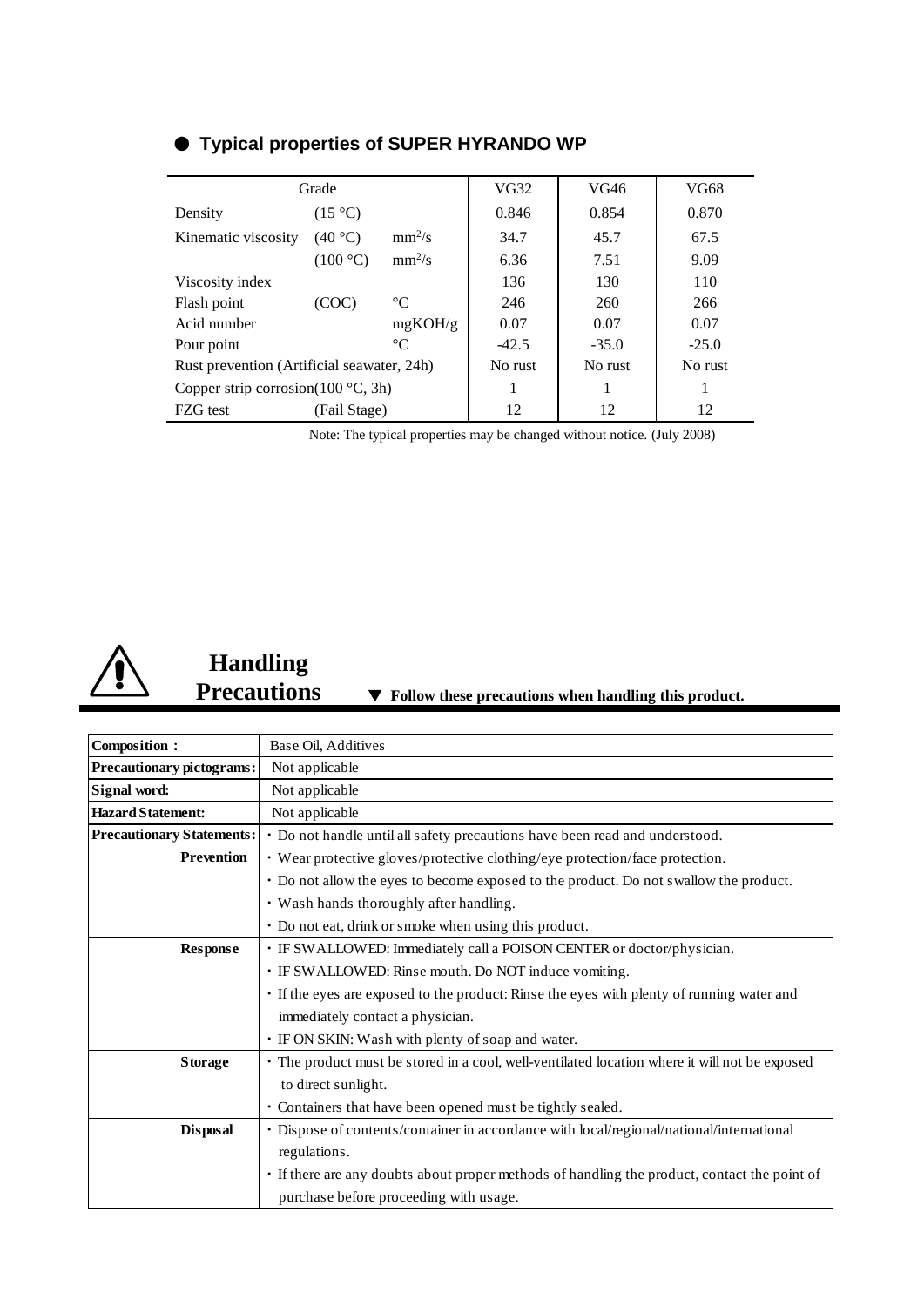## ● Typical properties of SUPER HYRANDO WP

| Grade | | | VG32 | VG46 | VG68 |
|---|---|---|---|---|---|
| Density | (15 °C) | | 0.846 | 0.854 | 0.870 |
| Kinematic viscosity | (40 °C) | $mm^2/s$ | 34.7 | 45.7 | 67.5 |
| | (100 °C) | $mm^2/s$ | 6.36 | 7.51 | 9.09 |
| Viscosity index | | | 136 | 130 | 110 |
| Flash point | (COC) | °C | 246 | 260 | 266 |
| Acid number | | mgKOH/g | 0.07 | 0.07 | 0.07 |
| Pour point | | °C | -42.5 | -35.0 | -25.0 |
| Rust prevention (Artificial seawater, 24h) | | | No rust | No rust | No rust |
| Copper strip corrosion(100 °C, 3h) | | | 1 | 1 | 1 |
| FZG test | (Fail Stage) | | 12 | 12 | 12 |

Note: The typical properties may be changed without notice. (July 2008)

## Handling Precautions

▼ **Follow these precautions when handling this product.**

| | |
|---|---|
| **Composition :** | Base Oil, Additives |
| **Precautionary pictograms:** | Not applicable |
| **Signal word:** | Not applicable |
| **Hazard Statement:** | Not applicable |
| **Precautionary Statements:** | ・Do not handle until all safety precautions have been read and understood. |
| **Prevention** | ・Wear protective gloves/protective clothing/eye protection/face protection.<br>・Do not allow the eyes to become exposed to the product. Do not swallow the product.<br>・Wash hands thoroughly after handling.<br>・Do not eat, drink or smoke when using this product. |
| **Response** | ・IF SWALLOWED: Immediately call a POISON CENTER or doctor/physician.<br>・IF SWALLOWED: Rinse mouth. Do NOT induce vomiting.<br>・If the eyes are exposed to the product: Rinse the eyes with plenty of running water and immediately contact a physician.<br>・IF ON SKIN: Wash with plenty of soap and water. |
| **Storage** | ・The product must be stored in a cool, well-ventilated location where it will not be exposed to direct sunlight.<br>・Containers that have been opened must be tightly sealed. |
| **Disposal** | ・Dispose of contents/container in accordance with local/regional/national/international regulations.<br>・If there are any doubts about proper methods of handling the product, contact the point of purchase before proceeding with usage. |